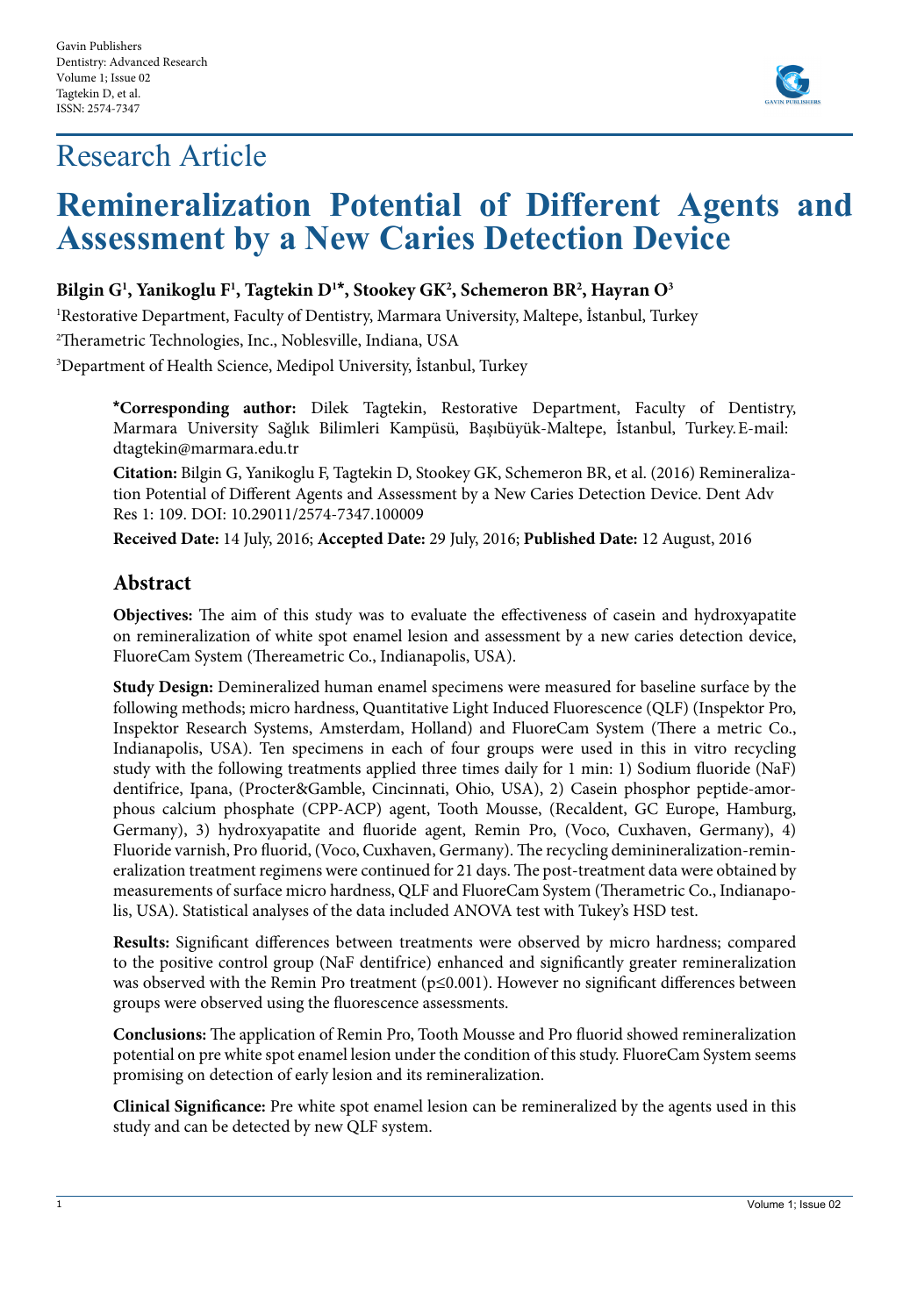Research Article

# Remineralization Potential of Different Agents and Assessment by a New Caries Detection Device

**Bilgin G[1], Yanikoglu F[1], Tagtekin D[1]*, Stookey GK[2], Schemeron BR[2], Hayran O[3]**

[1]Restorative Department, Faculty of Dentistry, Marmara University, Maltepe, İstanbul, Turkey

[2]Therametric Technologies, Inc., Noblesville, Indiana, USA

[3]Department of Health Science, Medipol University, İstanbul, Turkey

**\*Corresponding author:** Dilek Tagtekin, Restorative Department, Faculty of Dentistry, Marmara University Sağlık Bilimleri Kampüsü, Başıbüyük-Maltepe, İstanbul, Turkey. E-mail: dtagtekin@marmara.edu.tr

**Citation:** Bilgin G, Yanikoglu F, Tagtekin D, Stookey GK, Schemeron BR, et al. (2016) Remineralization Potential of Different Agents and Assessment by a New Caries Detection Device. Dent Adv Res 1: 109. DOI: 10.29011/2574-7347.100009

**Received Date:** 14 July, 2016; **Accepted Date:** 29 July, 2016; **Published Date:** 12 August, 2016

## Abstract

**Objectives:** The aim of this study was to evaluate the effectiveness of casein and hydroxyapatite on remineralization of white spot enamel lesion and assessment by a new caries detection device, FluoreCam System (Thereametric Co., Indianapolis, USA).

**Study Design:** Demineralized human enamel specimens were measured for baseline surface by the following methods; micro hardness, Quantitative Light Induced Fluorescence (QLF) (Inspektor Pro, Inspektor Research Systems, Amsterdam, Holland) and FluoreCam System (There a metric Co., Indianapolis, USA). Ten specimens in each of four groups were used in this in vitro recycling study with the following treatments applied three times daily for 1 min: 1) Sodium fluoride (NaF) dentifrice, Ipana, (Procter&Gamble, Cincinnati, Ohio, USA), 2) Casein phosphor peptide-amorphous calcium phosphate (CPP-ACP) agent, Tooth Mousse, (Recaldent, GC Europe, Hamburg, Germany), 3) hydroxyapatite and fluoride agent, Remin Pro, (Voco, Cuxhaven, Germany), 4) Fluoride varnish, Pro fluorid, (Voco, Cuxhaven, Germany). The recycling demineralization-remineralization treatment regimens were continued for 21 days. The post-treatment data were obtained by measurements of surface micro hardness, QLF and FluoreCam System (Therametric Co., Indianapolis, USA). Statistical analyses of the data included ANOVA test with Tukey's HSD test.

**Results:** Significant differences between treatments were observed by micro hardness; compared to the positive control group (NaF dentifrice) enhanced and significantly greater remineralization was observed with the Remin Pro treatment ($p \leq 0.001$). However no significant differences between groups were observed using the fluorescence assessments.

**Conclusions:** The application of Remin Pro, Tooth Mousse and Pro fluorid showed remineralization potential on pre white spot enamel lesion under the condition of this study. FluoreCam System seems promising on detection of early lesion and its remineralization.

**Clinical Significance:** Pre white spot enamel lesion can be remineralized by the agents used in this study and can be detected by new QLF system.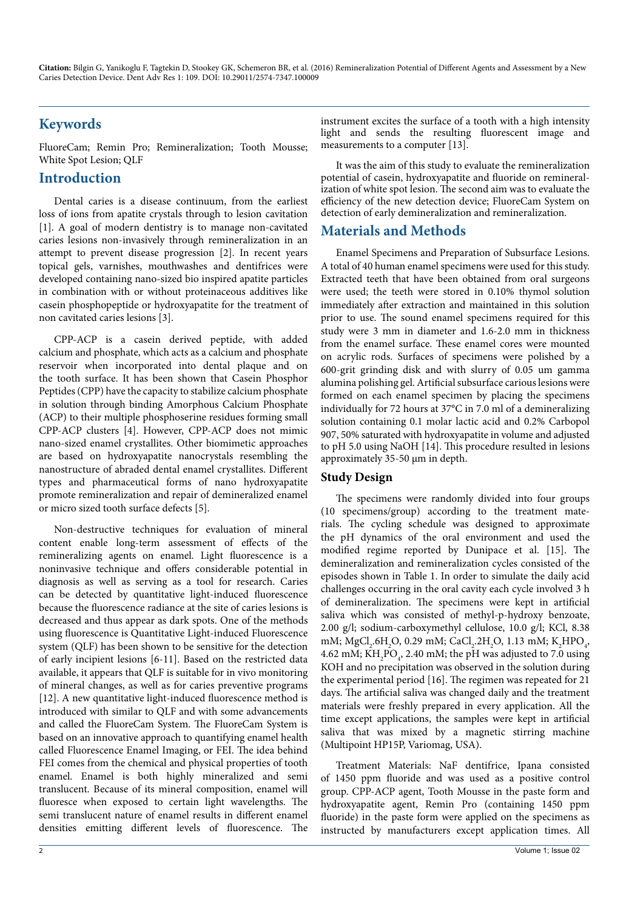## Keywords

FluoreCam; Remin Pro; Remineralization; Tooth Mousse; White Spot Lesion; QLF

## Introduction

Dental caries is a disease continuum, from the earliest loss of ions from apatite crystals through to lesion cavitation [1]. A goal of modern dentistry is to manage non-cavitated caries lesions non-invasively through remineralization in an attempt to prevent disease progression [2]. In recent years topical gels, varnishes, mouthwashes and dentifrices were developed containing nano-sized bio inspired apatite particles in combination with or without proteinaceous additives like casein phosphopeptide or hydroxyapatite for the treatment of non cavitated caries lesions [3].

CPP-ACP is a casein derived peptide, with added calcium and phosphate, which acts as a calcium and phosphate reservoir when incorporated into dental plaque and on the tooth surface. It has been shown that Casein Phosphor Peptides (CPP) have the capacity to stabilize calcium phosphate in solution through binding Amorphous Calcium Phosphate (ACP) to their multiple phosphoserine residues forming small CPP-ACP clusters [4]. However, CPP-ACP does not mimic nano-sized enamel crystallites. Other biomimetic approaches are based on hydroxyapatite nanocrystals resembling the nanostructure of abraded dental enamel crystallites. Different types and pharmaceutical forms of nano hydroxyapatite promote remineralization and repair of demineralized enamel or micro sized tooth surface defects [5].

Non-destructive techniques for evaluation of mineral content enable long-term assessment of effects of the remineralizing agents on enamel. Light fluorescence is a noninvasive technique and offers considerable potential in diagnosis as well as serving as a tool for research. Caries can be detected by quantitative light-induced fluorescence because the fluorescence radiance at the site of caries lesions is decreased and thus appear as dark spots. One of the methods using fluorescence is Quantitative Light-induced Fluorescence system (QLF) has been shown to be sensitive for the detection of early incipient lesions [6-11]. Based on the restricted data available, it appears that QLF is suitable for in vivo monitoring of mineral changes, as well as for caries preventive programs [12]. A new quantitative light-induced fluorescence method is introduced with similar to QLF and with some advancements and called the FluoreCam System. The FluoreCam System is based on an innovative approach to quantifying enamel health called Fluorescence Enamel Imaging, or FEI. The idea behind FEI comes from the chemical and physical properties of tooth enamel. Enamel is both highly mineralized and semi translucent. Because of its mineral composition, enamel will fluoresce when exposed to certain light wavelengths. The semi translucent nature of enamel results in different enamel densities emitting different levels of fluorescence. The instrument excites the surface of a tooth with a high intensity light and sends the resulting fluorescent image and measurements to a computer [13].

It was the aim of this study to evaluate the remineralization potential of casein, hydroxyapatite and fluoride on remineralization of white spot lesion. The second aim was to evaluate the efficiency of the new detection device; FluoreCam System on detection of early demineralization and remineralization.

## Materials and Methods

Enamel Specimens and Preparation of Subsurface Lesions. A total of 40 human enamel specimens were used for this study. Extracted teeth that have been obtained from oral surgeons were used; the teeth were stored in 0.10% thymol solution immediately after extraction and maintained in this solution prior to use. The sound enamel specimens required for this study were 3 mm in diameter and 1.6-2.0 mm in thickness from the enamel surface. These enamel cores were mounted on acrylic rods. Surfaces of specimens were polished by a 600-grit grinding disk and with slurry of 0.05 um gamma alumina polishing gel. Artificial subsurface carious lesions were formed on each enamel specimen by placing the specimens individually for 72 hours at 37°C in 7.0 ml of a demineralizing solution containing 0.1 molar lactic acid and 0.2% Carbopol 907, 50% saturated with hydroxyapatite in volume and adjusted to pH 5.0 using NaOH [14]. This procedure resulted in lesions approximately 35-50 µm in depth.

### Study Design

The specimens were randomly divided into four groups (10 specimens/group) according to the treatment materials. The cycling schedule was designed to approximate the pH dynamics of the oral environment and used the modified regime reported by Dunipace et al. [15]. The demineralization and remineralization cycles consisted of the episodes shown in Table 1. In order to simulate the daily acid challenges occurring in the oral cavity each cycle involved 3 h of demineralization. The specimens were kept in artificial saliva which was consisted of methyl-p-hydroxy benzoate, 2.00 g/l; sodium-carboxymethyl cellulose, 10.0 g/l; KCl, 8.38 mM; $MgCl_2.6H_2O$, 0.29 mM; $CaCl_2.2H_2O$, 1.13 mM; $K_2HPO_4$, 4.62 mM; $KH_2PO_4$, 2.40 mM; the pH was adjusted to 7.0 using KOH and no precipitation was observed in the solution during the experimental period [16]. The regimen was repeated for 21 days. The artificial saliva was changed daily and the treatment materials were freshly prepared in every application. All the time except applications, the samples were kept in artificial saliva that was mixed by a magnetic stirring machine (Multipoint HP15P, Variomag, USA).

Treatment Materials: NaF dentifrice, Ipana consisted of 1450 ppm fluoride and was used as a positive control group. CPP-ACP agent, Tooth Mousse in the paste form and hydroxyapatite agent, Remin Pro (containing 1450 ppm fluoride) in the paste form were applied on the specimens as instructed by manufacturers except application times. All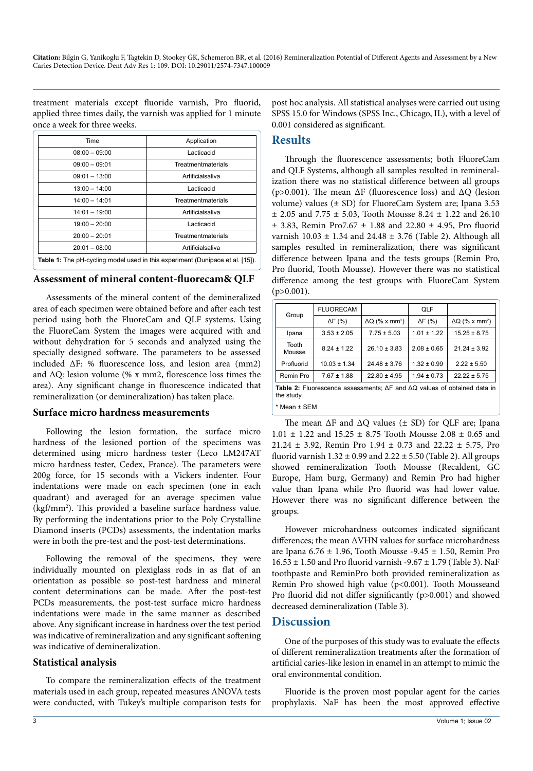treatment materials except fluoride varnish, Pro fluorid, applied three times daily, the varnish was applied for 1 minute once a week for three weeks.

| Time | Application |
|---|---|
| 08:00 – 09:00 | Lacticacid |
| 09:00 – 09:01 | Treatmentmaterials |
| 09:01 – 13:00 | Artificialsaliva |
| 13:00 – 14:00 | Lacticacid |
| 14:00 – 14:01 | Treatmentmaterials |
| 14:01 – 19:00 | Artificialsaliva |
| 19:00 – 20:00 | Lacticacid |
| 20:00 – 20:01 | Treatmentmaterials |
| 20:01 – 08:00 | Artificialsaliva |

**Table 1:** The pH-cycling model used in this experiment (Dunipace et al. [15]).

### Assessment of mineral content-fluorecam& QLF

Assessments of the mineral content of the demineralized area of each specimen were obtained before and after each test period using both the FluoreCam and QLF systems. Using the FluoreCam System the images were acquired with and without dehydration for 5 seconds and analyzed using the specially designed software. The parameters to be assessed included ΔF: % fluorescence loss, and lesion area (mm2) and ΔQ: lesion volume (% x mm2, florescence loss times the area). Any significant change in fluorescence indicated that remineralization (or demineralization) has taken place.

### Surface micro hardness measurements

Following the lesion formation, the surface micro hardness of the lesioned portion of the specimens was determined using micro hardness tester (Leco LM247AT micro hardness tester, Cedex, France). The parameters were 200g force, for 15 seconds with a Vickers indenter. Four indentations were made on each specimen (one in each quadrant) and averaged for an average specimen value (kgf/mm$^2$). This provided a baseline surface hardness value. By performing the indentations prior to the Poly Crystalline Diamond inserts (PCDs) assessments, the indentation marks were in both the pre-test and the post-test determinations.

Following the removal of the specimens, they were individually mounted on plexiglass rods in as flat of an orientation as possible so post-test hardness and mineral content determinations can be made. After the post-test PCDs measurements, the post-test surface micro hardness indentations were made in the same manner as described above. Any significant increase in hardness over the test period was indicative of remineralization and any significant softening was indicative of demineralization.

### Statistical analysis

To compare the remineralization effects of the treatment materials used in each group, repeated measures ANOVA tests were conducted, with Tukey's multiple comparison tests for post hoc analysis. All statistical analyses were carried out using SPSS 15.0 for Windows (SPSS Inc., Chicago, IL), with a level of 0.001 considered as significant.

## Results

Through the fluorescence assessments; both FluoreCam and QLF Systems, although all samples resulted in remineralization there was no statistical difference between all groups ($p>0.001$). The mean ΔF (fluorescence loss) and ΔQ (lesion volume) values (± SD) for FluoreCam System are; Ipana 3.53 ± 2.05 and 7.75 ± 5.03, Tooth Mousse 8.24 ± 1.22 and 26.10 ± 3.83, Remin Pro7.67 ± 1.88 and 22.80 ± 4.95, Pro fluorid varnish 10.03 ± 1.34 and 24.48 ± 3.76 (Table 2). Although all samples resulted in remineralization, there was significant difference between Ipana and the tests groups (Remin Pro, Pro fluorid, Tooth Mousse). However there was no statistical difference among the test groups with FluoreCam System ($p>0.001$).

| Group | FLUORECAM | | QLF | |
|---|---|---|---|---|
| | ΔF (%) | ΔQ (% x mm$^2$) | ΔF (%) | ΔQ (% x mm$^2$) |
| Ipana | 3.53 ± 2.05 | 7.75 ± 5.03 | 1.01 ± 1.22 | 15.25 ± 8.75 |
| Tooth Mousse | 8.24 ± 1.22 | 26.10 ± 3.83 | 2.08 ± 0.65 | 21.24 ± 3.92 |
| Profluorid | 10.03 ± 1.34 | 24.48 ± 3.76 | 1.32 ± 0.99 | 2.22 ± 5.50 |
| Remin Pro | 7.67 ± 1.88 | 22.80 ± 4.95 | 1.94 ± 0.73 | 22.22 ± 5.75 |

**Table 2:** Fluorescence assessments; ΔF and ΔQ values of obtained data in the study.

\* Mean ± SEM

The mean ΔF and ΔQ values (± SD) for QLF are; Ipana 1.01 ± 1.22 and 15.25 ± 8.75 Tooth Mousse 2.08 ± 0.65 and 21.24 ± 3.92, Remin Pro 1.94 ± 0.73 and 22.22 ± 5.75, Pro fluorid varnish 1.32 ± 0.99 and 2.22 ± 5.50 (Table 2). All groups showed remineralization Tooth Mousse (Recaldent, GC Europe, Ham burg, Germany) and Remin Pro had higher value than Ipana while Pro fluorid was had lower value. However there was no significant difference between the groups.

However microhardness outcomes indicated significant differences; the mean ΔVHN values for surface microhardness are Ipana 6.76 ± 1.96, Tooth Mousse -9.45 ± 1.50, Remin Pro 16.53 ± 1.50 and Pro fluorid varnish -9.67 ± 1.79 (Table 3). NaF toothpaste and ReminPro both provided remineralization as Remin Pro showed high value ($p<0.001$). Tooth Mousseand Pro fluorid did not differ significantly ($p>0.001$) and showed decreased demineralization (Table 3).

## Discussion

One of the purposes of this study was to evaluate the effects of different remineralization treatments after the formation of artificial caries-like lesion in enamel in an attempt to mimic the oral environmental condition.

Fluoride is the proven most popular agent for the caries prophylaxis. NaF has been the most approved effective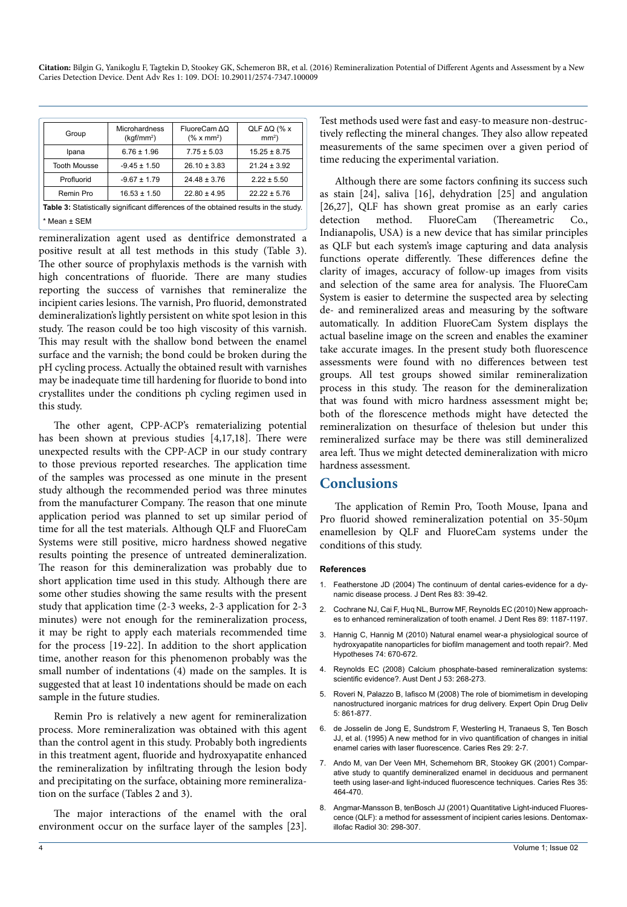| Group | Microhardness ($kgf/mm^2$) | FluoreCam ΔQ (% x $mm^2$) | QLF ΔQ (% x $mm^2$) |
|---|---|---|---|
| Ipana | 6.76 ± 1.96 | 7.75 ± 5.03 | 15.25 ± 8.75 |
| Tooth Mousse | -9.45 ± 1.50 | 26.10 ± 3.83 | 21.24 ± 3.92 |
| Profluorid | -9.67 ± 1.79 | 24.48 ± 3.76 | 2.22 ± 5.50 |
| Remin Pro | 16.53 ± 1.50 | 22.80 ± 4.95 | 22.22 ± 5.76 |

**Table 3:** Statistically significant differences of the obtained results in the study.

* Mean ± SEM

remineralization agent used as dentifrice demonstrated a positive result at all test methods in this study (Table 3). The other source of prophylaxis methods is the varnish with high concentrations of fluoride. There are many studies reporting the success of varnishes that remineralize the incipient caries lesions. The varnish, Pro fluorid, demonstrated demineralization's lightly persistent on white spot lesion in this study. The reason could be too high viscosity of this varnish. This may result with the shallow bond between the enamel surface and the varnish; the bond could be broken during the pH cycling process. Actually the obtained result with varnishes may be inadequate time till hardening for fluoride to bond into crystallites under the conditions ph cycling regimen used in this study.

The other agent, CPP-ACP's rematerializing potential has been shown at previous studies [4,17,18]. There were unexpected results with the CPP-ACP in our study contrary to those previous reported researches. The application time of the samples was processed as one minute in the present study although the recommended period was three minutes from the manufacturer Company. The reason that one minute application period was planned to set up similar period of time for all the test materials. Although QLF and FluoreCam Systems were still positive, micro hardness showed negative results pointing the presence of untreated demineralization. The reason for this demineralization was probably due to short application time used in this study. Although there are some other studies showing the same results with the present study that application time (2-3 weeks, 2-3 application for 2-3 minutes) were not enough for the remineralization process, it may be right to apply each materials recommended time for the process [19-22]. In addition to the short application time, another reason for this phenomenon probably was the small number of indentations (4) made on the samples. It is suggested that at least 10 indentations should be made on each sample in the future studies.

Remin Pro is relatively a new agent for remineralization process. More remineralization was obtained with this agent than the control agent in this study. Probably both ingredients in this treatment agent, fluoride and hydroxyapatite enhanced the remineralization by infiltrating through the lesion body and precipitating on the surface, obtaining more remineralization on the surface (Tables 2 and 3).

The major interactions of the enamel with the oral environment occur on the surface layer of the samples [23]. Test methods used were fast and easy-to measure non-destructively reflecting the mineral changes. They also allow repeated measurements of the same specimen over a given period of time reducing the experimental variation.

Although there are some factors confining its success such as stain [24], saliva [16], dehydration [25] and angulation [26,27], QLF has shown great promise as an early caries detection method. FluoreCam (Thereametric Co., Indianapolis, USA) is a new device that has similar principles as QLF but each system's image capturing and data analysis functions operate differently. These differences define the clarity of images, accuracy of follow-up images from visits and selection of the same area for analysis. The FluoreCam System is easier to determine the suspected area by selecting de- and remineralized areas and measuring by the software automatically. In addition FluoreCam System displays the actual baseline image on the screen and enables the examiner take accurate images. In the present study both fluorescence assessments were found with no differences between test groups. All test groups showed similar remineralization process in this study. The reason for the demineralization that was found with micro hardness assessment might be; both of the florescence methods might have detected the remineralization on thesurface of thelesion but under this remineralized surface may be there was still demineralized area left. Thus we might detected demineralization with micro hardness assessment.

## Conclusions

The application of Remin Pro, Tooth Mouse, Ipana and Pro fluorid showed remineralization potential on 35-50μm enamellesion by QLF and FluoreCam systems under the conditions of this study.

#### References

1. Featherstone JD (2004) The continuum of dental caries-evidence for a dynamic disease process. J Dent Res 83: 39-42.
2. Cochrane NJ, Cai F, Huq NL, Burrow MF, Reynolds EC (2010) New approaches to enhanced remineralization of tooth enamel. J Dent Res 89: 1187-1197.
3. Hannig C, Hannig M (2010) Natural enamel wear-a physiological source of hydroxyapatite nanoparticles for biofilm management and tooth repair?. Med Hypotheses 74: 670-672.
4. Reynolds EC (2008) Calcium phosphate-based remineralization systems: scientific evidence?. Aust Dent J 53: 268-273.
5. Roveri N, Palazzo B, Iafisco M (2008) The role of biomimetism in developing nanostructured inorganic matrices for drug delivery. Expert Opin Drug Deliv 5: 861-877.
6. de Josselin de Jong E, Sundstrom F, Westerling H, Tranaeus S, Ten Bosch JJ, et al. (1995) A new method for in vivo quantification of changes in initial enamel caries with laser fluorescence. Caries Res 29: 2-7.
7. Ando M, van Der Veen MH, Schemehorn BR, Stookey GK (2001) Comparative study to quantify demineralized enamel in deciduous and permanent teeth using laser-and light-induced fluorescence techniques. Caries Res 35: 464-470.
8. Angmar-Mansson B, tenBosch JJ (2001) Quantitative Light-induced Fluorescence (QLF): a method for assessment of incipient caries lesions. Dentomaxillofac Radiol 30: 298-307.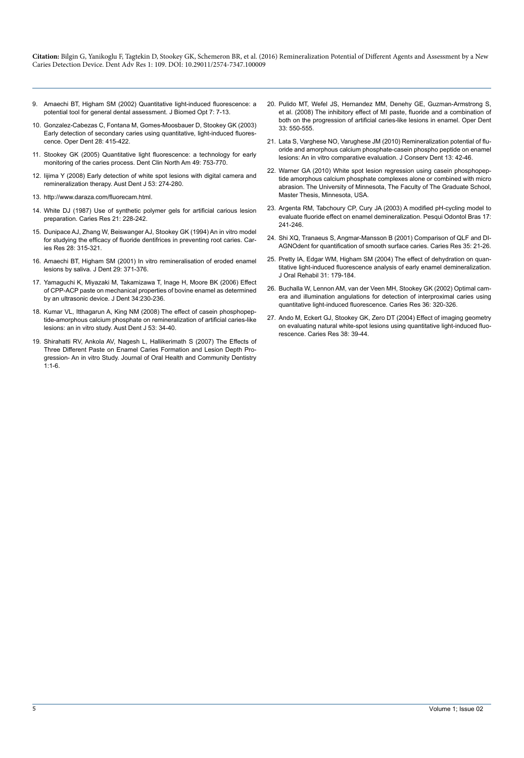9. Amaechi BT, Higham SM (2002) Quantitative light-induced fluorescence: a potential tool for general dental assessment. J Biomed Opt 7: 7-13.

10. Gonzalez-Cabezas C, Fontana M, Gomes-Moosbauer D, Stookey GK (2003) Early detection of secondary caries using quantitative, light-induced fluorescence. Oper Dent 28: 415-422.

11. Stookey GK (2005) Quantitative light fluorescence: a technology for early monitoring of the caries process. Dent Clin North Am 49: 753-770.

12. Iijima Y (2008) Early detection of white spot lesions with digital camera and remineralization therapy. Aust Dent J 53: 274-280.

13. http://www.daraza.com/fluorecam.html.

14. White DJ (1987) Use of synthetic polymer gels for artificial carious lesion preparation. Caries Res 21: 228-242.

15. Dunipace AJ, Zhang W, Beiswanger AJ, Stookey GK (1994) An in vitro model for studying the efficacy of fluoride dentifrices in preventing root caries. Caries Res 28: 315-321.

16. Amaechi BT, Higham SM (2001) In vitro remineralisation of eroded enamel lesions by saliva. J Dent 29: 371-376.

17. Yamaguchi K, Miyazaki M, Takamizawa T, Inage H, Moore BK (2006) Effect of CPP-ACP paste on mechanical properties of bovine enamel as determined by an ultrasonic device. J Dent 34:230-236.

18. Kumar VL, Itthagarun A, King NM (2008) The effect of casein phosphopeptide-amorphous calcium phosphate on remineralization of artificial caries-like lesions: an in vitro study. Aust Dent J 53: 34-40.

19. Shirahatti RV, Ankola AV, Nagesh L, Hallikerimath S (2007) The Effects of Three Different Paste on Enamel Caries Formation and Lesion Depth Progression- An in vitro Study. Journal of Oral Health and Community Dentistry 1:1-6.

20. Pulido MT, Wefel JS, Hernandez MM, Denehy GE, Guzman-Armstrong S, et al. (2008) The inhibitory effect of MI paste, fluoride and a combination of both on the progression of artificial caries-like lesions in enamel. Oper Dent 33: 550-555.

21. Lata S, Varghese NO, Varughese JM (2010) Remineralization potential of fluoride and amorphous calcium phosphate-casein phospho peptide on enamel lesions: An in vitro comparative evaluation. J Conserv Dent 13: 42-46.

22. Warner GA (2010) White spot lesion regression using casein phosphopeptide amorphous calcium phosphate complexes alone or combined with micro abrasion. The University of Minnesota, The Faculty of The Graduate School, Master Thesis, Minnesota, USA.

23. Argenta RM, Tabchoury CP, Cury JA (2003) A modified pH-cycling model to evaluate fluoride effect on enamel demineralization. Pesqui Odontol Bras 17: 241-246.

24. Shi XQ, Tranaeus S, Angmar-Mansson B (2001) Comparison of QLF and DIAGNOdent for quantification of smooth surface caries. Caries Res 35: 21-26.

25. Pretty IA, Edgar WM, Higham SM (2004) The effect of dehydration on quantitative light-induced fluorescence analysis of early enamel demineralization. J Oral Rehabil 31: 179-184.

26. Buchalla W, Lennon AM, van der Veen MH, Stookey GK (2002) Optimal camera and illumination angulations for detection of interproximal caries using quantitative light-induced fluorescence. Caries Res 36: 320-326.

27. Ando M, Eckert GJ, Stookey GK, Zero DT (2004) Effect of imaging geometry on evaluating natural white-spot lesions using quantitative light-induced fluorescence. Caries Res 38: 39-44.